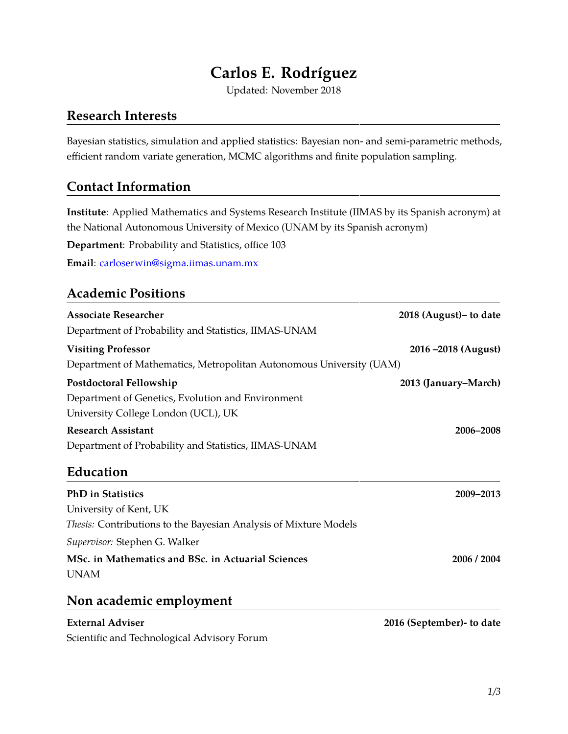# Carlos E. Rodríguez

Updated: November 2018

## Research Interests

Bayesian statistics, simulation and applied statistics: Bayesian non- and semi-parametric methods, efficient random variate generation, MCMC algorithms and finite population sampling.

## Contact Information

**Institute**: Applied Mathematics and Systems Research Institute (IIMAS by its Spanish acronym) at the National Autonomous University of Mexico (UNAM by its Spanish acronym)

**Department**: Probability and Statistics, office 103

**Email**: carloserwin@sigma.iimas.unam.mx

## Academic Positions

**Associate Researcher** — **2018 (August)– to date**
Department of Probability and Statistics, IIMAS-UNAM

**Visiting Professor** — **2016 –2018 (August)**
Department of Mathematics, Metropolitan Autonomous University (UAM)

**Postdoctoral Fellowship** — **2013 (January–March)**
Department of Genetics, Evolution and Environment
University College London (UCL), UK

**Research Assistant** — **2006–2008**
Department of Probability and Statistics, IIMAS-UNAM

## Education

**PhD in Statistics** — **2009–2013**
University of Kent, UK
*Thesis:* Contributions to the Bayesian Analysis of Mixture Models
*Supervisor:* Stephen G. Walker

**MSc. in Mathematics and BSc. in Actuarial Sciences** — **2006 / 2004**
UNAM

## Non academic employment

**External Adviser** — **2016 (September)- to date**
Scientific and Technological Advisory Forum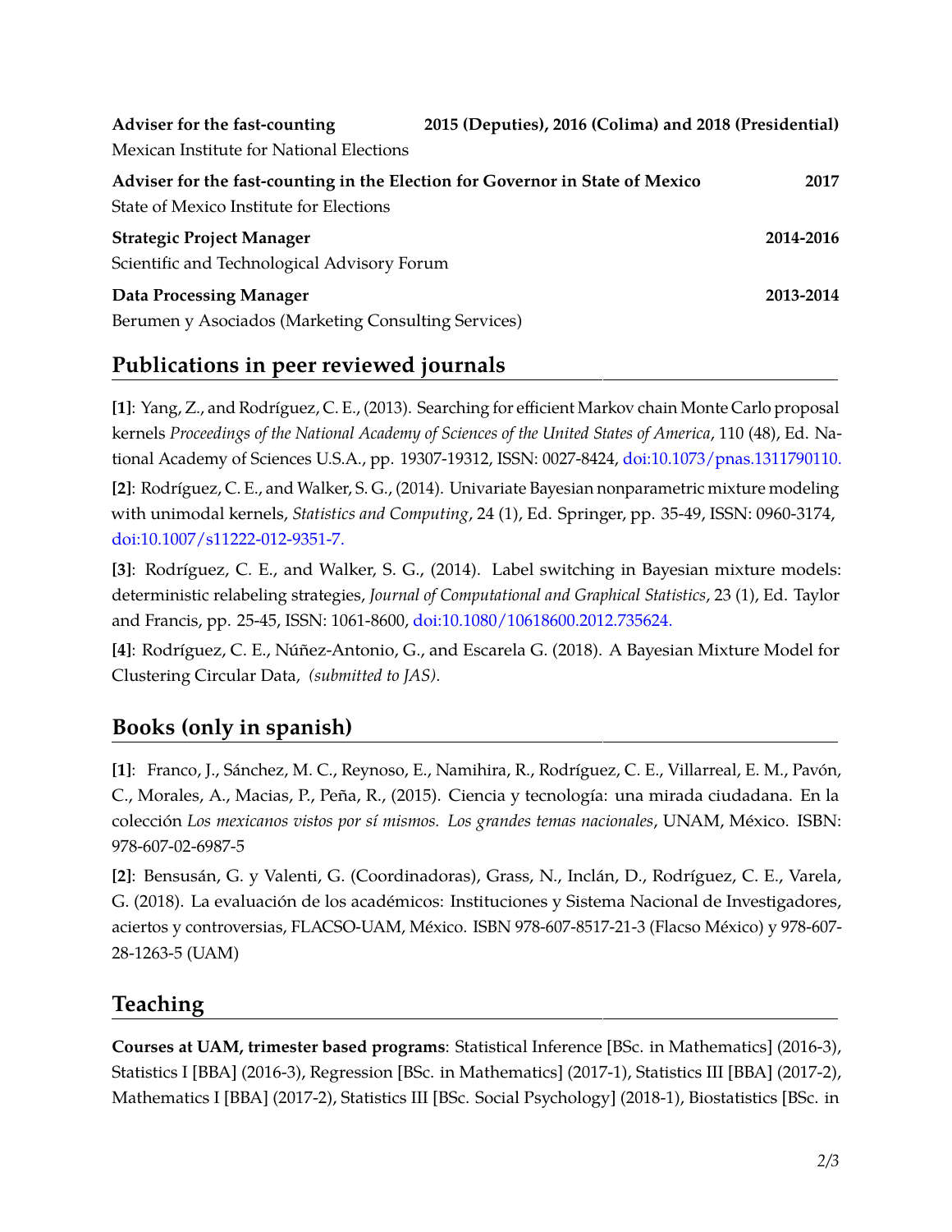**Adviser for the fast-counting** **2015 (Deputies), 2016 (Colima) and 2018 (Presidential)**
Mexican Institute for National Elections

**Adviser for the fast-counting in the Election for Governor in State of Mexico** **2017**
State of Mexico Institute for Elections

**Strategic Project Manager** **2014-2016**
Scientific and Technological Advisory Forum

**Data Processing Manager** **2013-2014**
Berumen y Asociados (Marketing Consulting Services)

## Publications in peer reviewed journals

**[1]**: Yang, Z., and Rodríguez, C. E., (2013). Searching for efficient Markov chain Monte Carlo proposal kernels *Proceedings of the National Academy of Sciences of the United States of America*, 110 (48), Ed. National Academy of Sciences U.S.A., pp. 19307-19312, ISSN: 0027-8424, doi:10.1073/pnas.1311790110.

**[2]**: Rodríguez, C. E., and Walker, S. G., (2014). Univariate Bayesian nonparametric mixture modeling with unimodal kernels, *Statistics and Computing*, 24 (1), Ed. Springer, pp. 35-49, ISSN: 0960-3174, doi:10.1007/s11222-012-9351-7.

**[3]**: Rodríguez, C. E., and Walker, S. G., (2014). Label switching in Bayesian mixture models: deterministic relabeling strategies, *Journal of Computational and Graphical Statistics*, 23 (1), Ed. Taylor and Francis, pp. 25-45, ISSN: 1061-8600, doi:10.1080/10618600.2012.735624.

**[4]**: Rodríguez, C. E., Núñez-Antonio, G., and Escarela G. (2018). A Bayesian Mixture Model for Clustering Circular Data, *(submitted to JAS)*.

## Books (only in spanish)

**[1]**: Franco, J., Sánchez, M. C., Reynoso, E., Namihira, R., Rodríguez, C. E., Villarreal, E. M., Pavón, C., Morales, A., Macias, P., Peña, R., (2015). Ciencia y tecnología: una mirada ciudadana. En la colección *Los mexicanos vistos por sí mismos. Los grandes temas nacionales*, UNAM, México. ISBN: 978-607-02-6987-5

**[2]**: Bensusán, G. y Valenti, G. (Coordinadoras), Grass, N., Inclán, D., Rodríguez, C. E., Varela, G. (2018). La evaluación de los académicos: Instituciones y Sistema Nacional de Investigadores, aciertos y controversias, FLACSO-UAM, México. ISBN 978-607-8517-21-3 (Flacso México) y 978-607-28-1263-5 (UAM)

## Teaching

**Courses at UAM, trimester based programs**: Statistical Inference [BSc. in Mathematics] (2016-3), Statistics I [BBA] (2016-3), Regression [BSc. in Mathematics] (2017-1), Statistics III [BBA] (2017-2), Mathematics I [BBA] (2017-2), Statistics III [BSc. Social Psychology] (2018-1), Biostatistics [BSc. in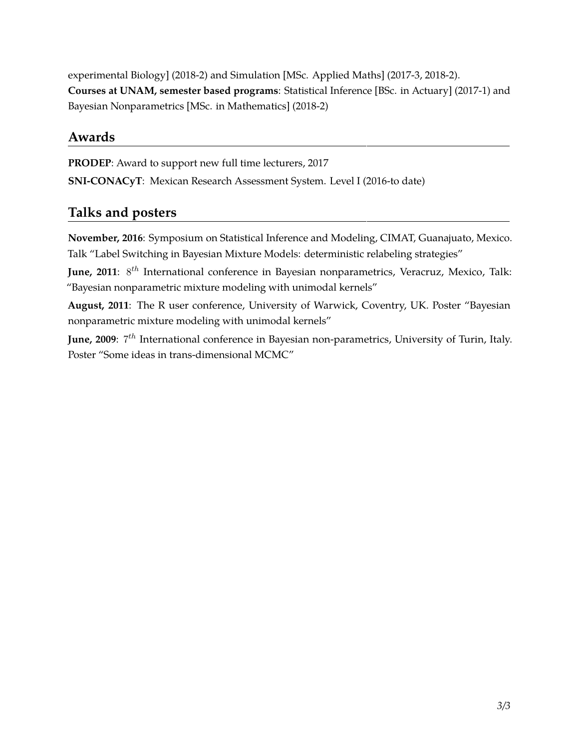experimental Biology] (2018-2) and Simulation [MSc. Applied Maths] (2017-3, 2018-2).

**Courses at UNAM, semester based programs**: Statistical Inference [BSc. in Actuary] (2017-1) and Bayesian Nonparametrics [MSc. in Mathematics] (2018-2)

## Awards

**PRODEP**: Award to support new full time lecturers, 2017

**SNI-CONACyT**: Mexican Research Assessment System. Level I (2016-to date)

## Talks and posters

**November, 2016**: Symposium on Statistical Inference and Modeling, CIMAT, Guanajuato, Mexico. Talk "Label Switching in Bayesian Mixture Models: deterministic relabeling strategies"

**June, 2011**: $8^{th}$ International conference in Bayesian nonparametrics, Veracruz, Mexico, Talk: "Bayesian nonparametric mixture modeling with unimodal kernels"

**August, 2011**: The R user conference, University of Warwick, Coventry, UK. Poster "Bayesian nonparametric mixture modeling with unimodal kernels"

**June, 2009**: $7^{th}$ International conference in Bayesian non-parametrics, University of Turin, Italy. Poster "Some ideas in trans-dimensional MCMC"